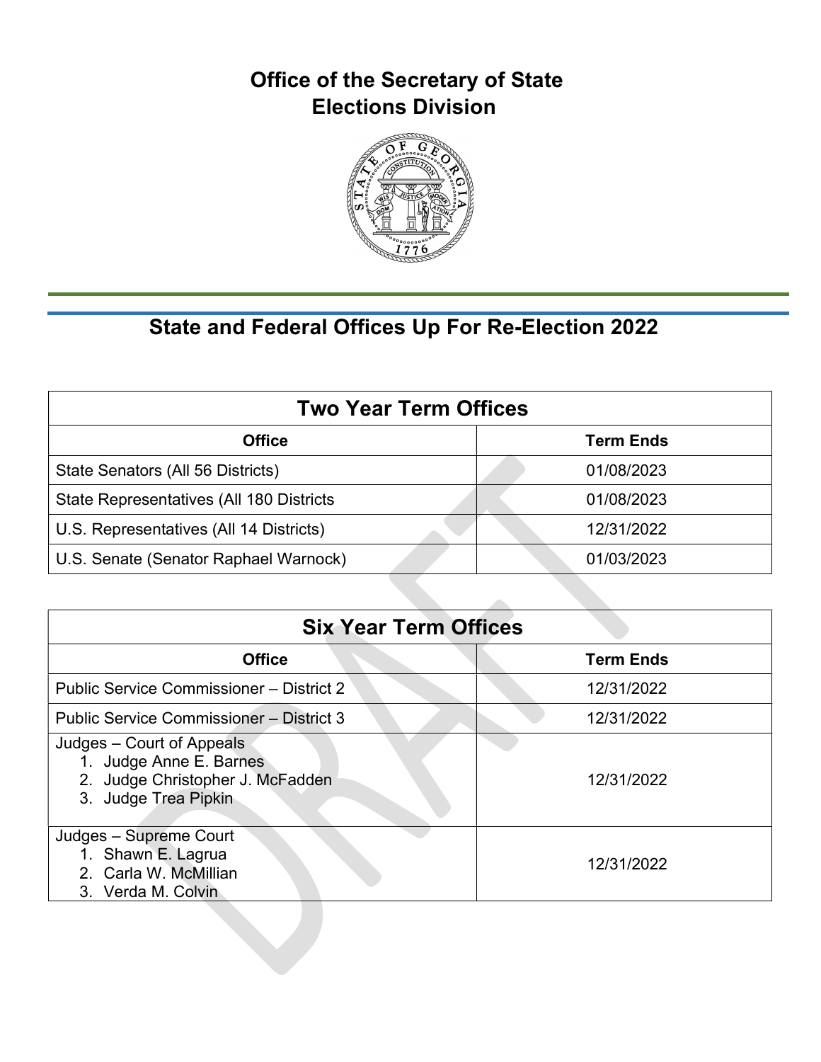# Office of the Secretary of State
# Elections Division

## State and Federal Offices Up For Re-Election 2022

| Two Year Term Offices | |
|---|---|
| **Office** | **Term Ends** |
| State Senators (All 56 Districts) | 01/08/2023 |
| State Representatives (All 180 Districts | 01/08/2023 |
| U.S. Representatives (All 14 Districts) | 12/31/2022 |
| U.S. Senate (Senator Raphael Warnock) | 01/03/2023 |

| Six Year Term Offices | |
|---|---|
| **Office** | **Term Ends** |
| Public Service Commissioner – District 2 | 12/31/2022 |
| Public Service Commissioner – District 3 | 12/31/2022 |
| Judges – Court of Appeals<br>1. Judge Anne E. Barnes<br>2. Judge Christopher J. McFadden<br>3. Judge Trea Pipkin | 12/31/2022 |
| Judges – Supreme Court<br>1. Shawn E. Lagrua<br>2. Carla W. McMillian<br>3. Verda M. Colvin | 12/31/2022 |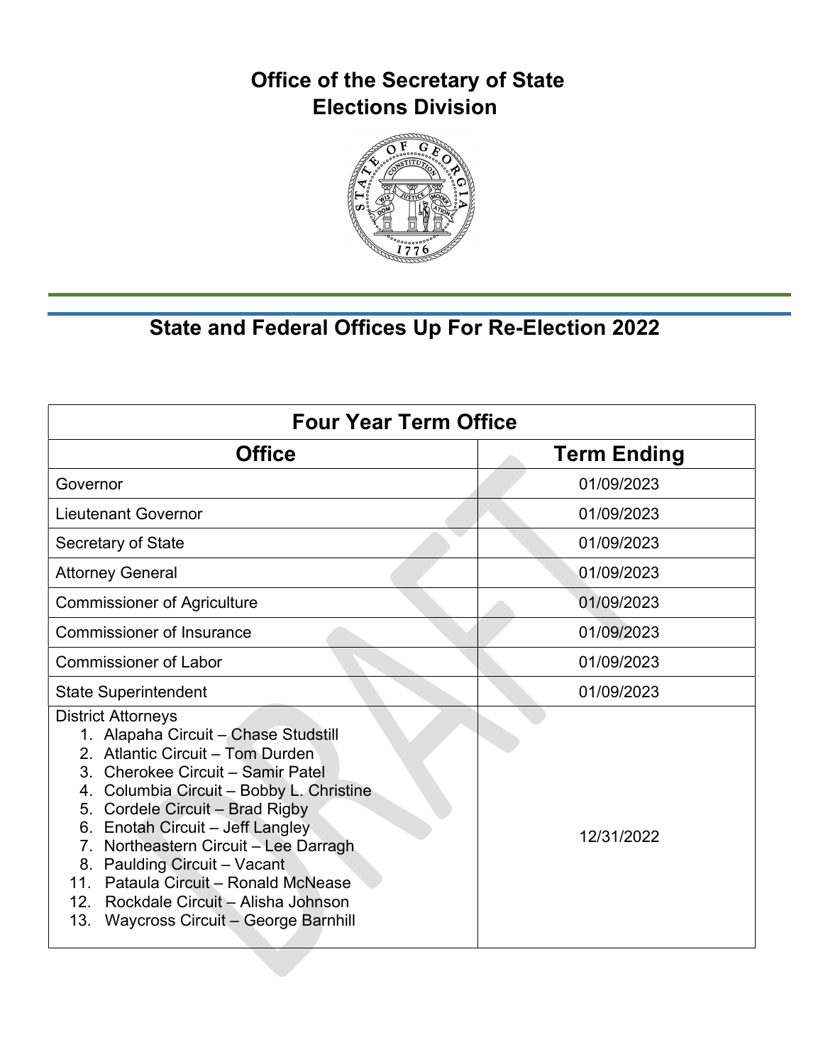# Office of the Secretary of State
# Elections Division

## State and Federal Offices Up For Re-Election 2022

| Four Year Term Office | |
|---|---|
| **Office** | **Term Ending** |
| Governor | 01/09/2023 |
| Lieutenant Governor | 01/09/2023 |
| Secretary of State | 01/09/2023 |
| Attorney General | 01/09/2023 |
| Commissioner of Agriculture | 01/09/2023 |
| Commissioner of Insurance | 01/09/2023 |
| Commissioner of Labor | 01/09/2023 |
| State Superintendent | 01/09/2023 |
| District Attorneys<br>1. Alapaha Circuit – Chase Studstill<br>2. Atlantic Circuit – Tom Durden<br>3. Cherokee Circuit – Samir Patel<br>4. Columbia Circuit – Bobby L. Christine<br>5. Cordele Circuit – Brad Rigby<br>6. Enotah Circuit – Jeff Langley<br>7. Northeastern Circuit – Lee Darragh<br>8. Paulding Circuit – Vacant<br>11. Pataula Circuit – Ronald McNease<br>12. Rockdale Circuit – Alisha Johnson<br>13. Waycross Circuit – George Barnhill | 12/31/2022 |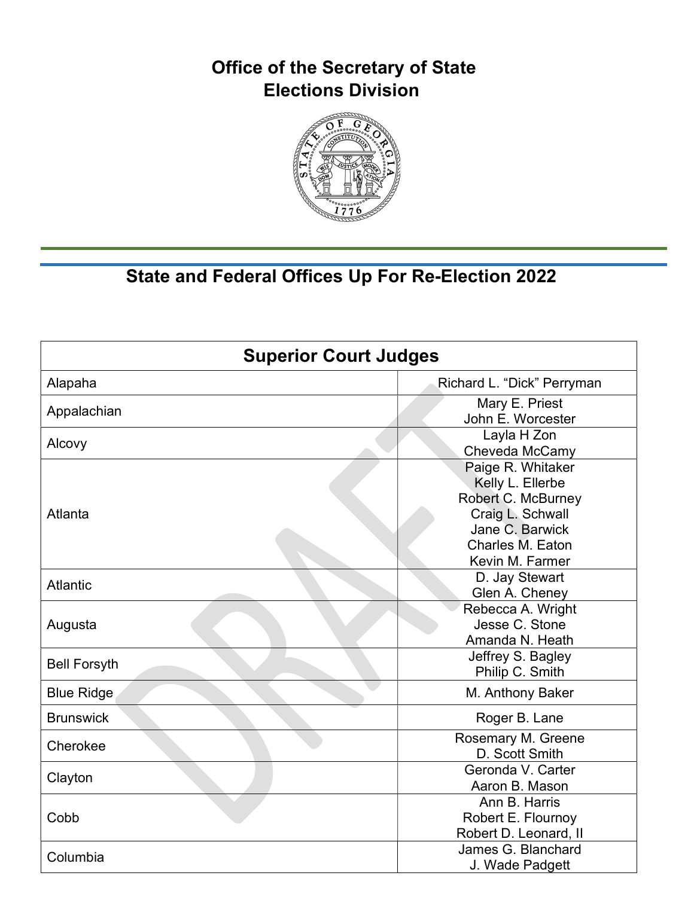# Office of the Secretary of State
# Elections Division

## State and Federal Offices Up For Re-Election 2022

| Superior Court Judges | |
|---|---|
| Alapaha | Richard L. "Dick" Perryman |
| Appalachian | Mary E. Priest<br>John E. Worcester |
| Alcovy | Layla H Zon<br>Cheveda McCamy |
| Atlanta | Paige R. Whitaker<br>Kelly L. Ellerbe<br>Robert C. McBurney<br>Craig L. Schwall<br>Jane C. Barwick<br>Charles M. Eaton<br>Kevin M. Farmer |
| Atlantic | D. Jay Stewart<br>Glen A. Cheney |
| Augusta | Rebecca A. Wright<br>Jesse C. Stone<br>Amanda N. Heath |
| Bell Forsyth | Jeffrey S. Bagley<br>Philip C. Smith |
| Blue Ridge | M. Anthony Baker |
| Brunswick | Roger B. Lane |
| Cherokee | Rosemary M. Greene<br>D. Scott Smith |
| Clayton | Geronda V. Carter<br>Aaron B. Mason |
| Cobb | Ann B. Harris<br>Robert E. Flournoy<br>Robert D. Leonard, II |
| Columbia | James G. Blanchard<br>J. Wade Padgett |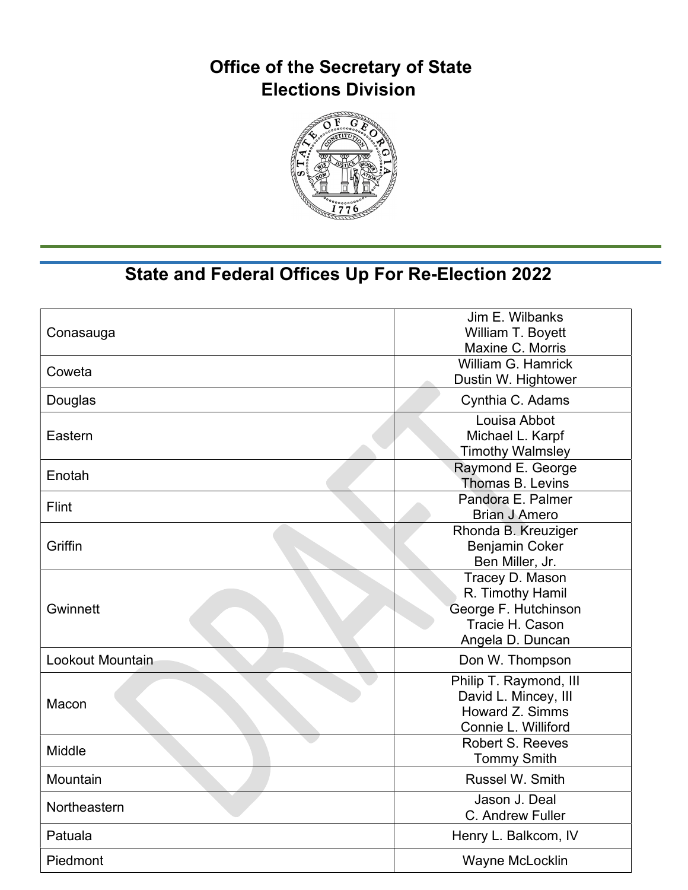**Office of the Secretary of State**
**Elections Division**

## State and Federal Offices Up For Re-Election 2022

| | |
|---|---|
| Conasauga | Jim E. Wilbanks<br>William T. Boyett<br>Maxine C. Morris |
| Coweta | William G. Hamrick<br>Dustin W. Hightower |
| Douglas | Cynthia C. Adams |
| Eastern | Louisa Abbot<br>Michael L. Karpf<br>Timothy Walmsley |
| Enotah | Raymond E. George<br>Thomas B. Levins |
| Flint | Pandora E. Palmer<br>Brian J Amero |
| Griffin | Rhonda B. Kreuziger<br>Benjamin Coker<br>Ben Miller, Jr. |
| Gwinnett | Tracey D. Mason<br>R. Timothy Hamil<br>George F. Hutchinson<br>Tracie H. Cason<br>Angela D. Duncan |
| Lookout Mountain | Don W. Thompson |
| Macon | Philip T. Raymond, III<br>David L. Mincey, III<br>Howard Z. Simms<br>Connie L. Williford |
| Middle | Robert S. Reeves<br>Tommy Smith |
| Mountain | Russel W. Smith |
| Northeastern | Jason J. Deal<br>C. Andrew Fuller |
| Patuala | Henry L. Balkcom, IV |
| Piedmont | Wayne McLocklin |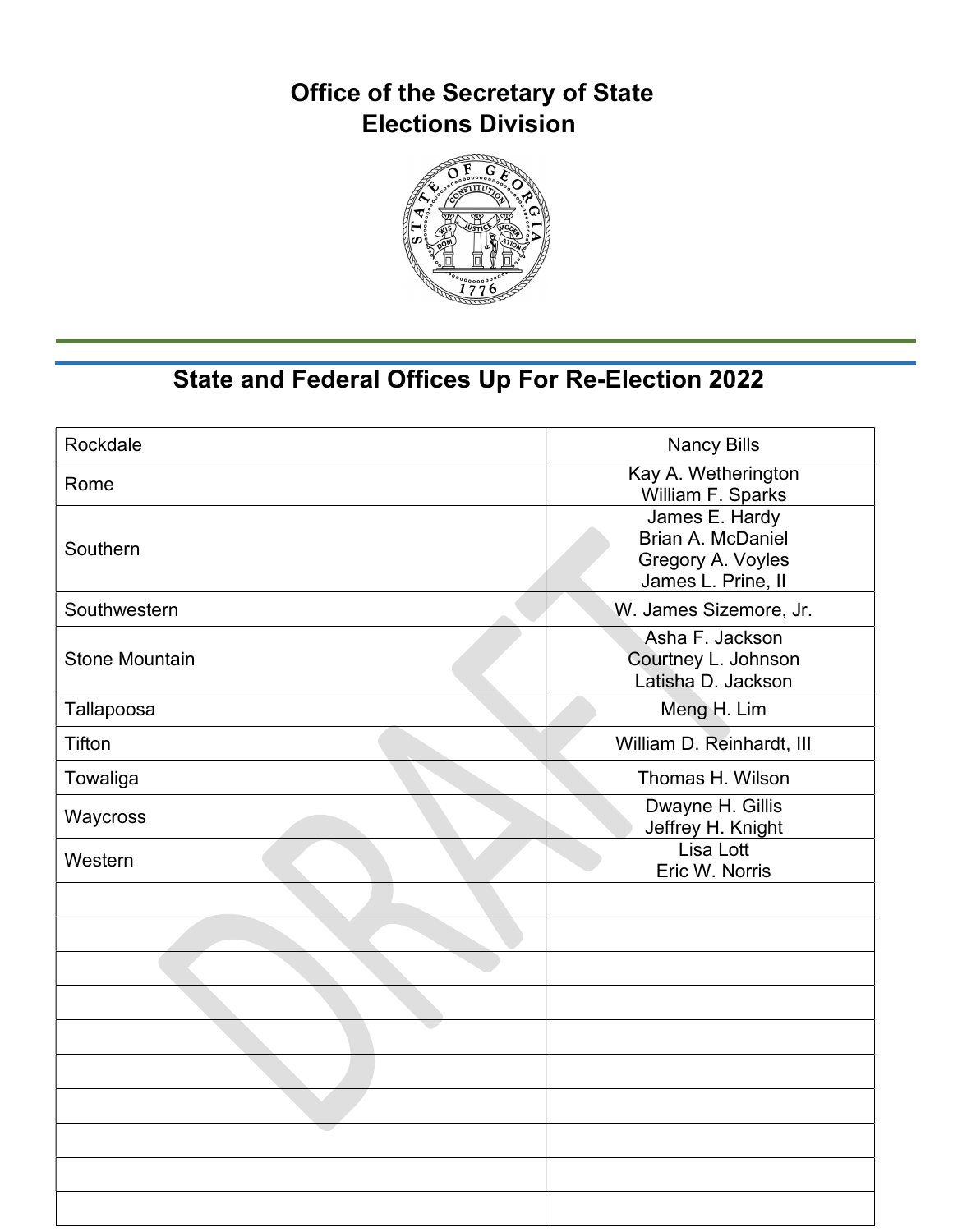**Office of the Secretary of State**
**Elections Division**

## State and Federal Offices Up For Re-Election 2022

| | |
|---|---|
| Rockdale | Nancy Bills |
| Rome | Kay A. Wetherington<br>William F. Sparks |
| Southern | James E. Hardy<br>Brian A. McDaniel<br>Gregory A. Voyles<br>James L. Prine, II |
| Southwestern | W. James Sizemore, Jr. |
| Stone Mountain | Asha F. Jackson<br>Courtney L. Johnson<br>Latisha D. Jackson |
| Tallapoosa | Meng H. Lim |
| Tifton | William D. Reinhardt, III |
| Towaliga | Thomas H. Wilson |
| Waycross | Dwayne H. Gillis<br>Jeffrey H. Knight |
| Western | Lisa Lott<br>Eric W. Norris |
| | |
| | |
| | |
| | |
| | |
| | |
| | |
| | |
| | |
| | |